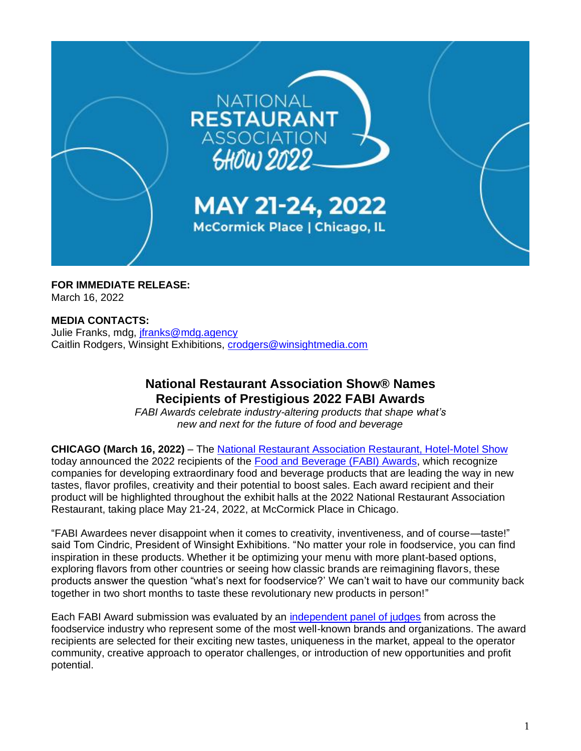NATIONAL RESTAURANT ASSOCIATION SHOW 2022

MAY 21-24, 2022
McCormick Place | Chicago, IL

**FOR IMMEDIATE RELEASE:**
March 16, 2022

**MEDIA CONTACTS:**
Julie Franks, mdg, jfranks@mdg.agency
Caitlin Rodgers, Winsight Exhibitions, crodgers@winsightmedia.com

## National Restaurant Association Show® Names Recipients of Prestigious 2022 FABI Awards

*FABI Awards celebrate industry-altering products that shape what's new and next for the future of food and beverage*

**CHICAGO (March 16, 2022)** – The National Restaurant Association Restaurant, Hotel-Motel Show today announced the 2022 recipients of the Food and Beverage (FABI) Awards, which recognize companies for developing extraordinary food and beverage products that are leading the way in new tastes, flavor profiles, creativity and their potential to boost sales. Each award recipient and their product will be highlighted throughout the exhibit halls at the 2022 National Restaurant Association Restaurant, taking place May 21-24, 2022, at McCormick Place in Chicago.

"FABI Awardees never disappoint when it comes to creativity, inventiveness, and of course—taste!" said Tom Cindric, President of Winsight Exhibitions. "No matter your role in foodservice, you can find inspiration in these products. Whether it be optimizing your menu with more plant-based options, exploring flavors from other countries or seeing how classic brands are reimagining flavors, these products answer the question "what's next for foodservice?' We can't wait to have our community back together in two short months to taste these revolutionary new products in person!"

Each FABI Award submission was evaluated by an independent panel of judges from across the foodservice industry who represent some of the most well-known brands and organizations. The award recipients are selected for their exciting new tastes, uniqueness in the market, appeal to the operator community, creative approach to operator challenges, or introduction of new opportunities and profit potential.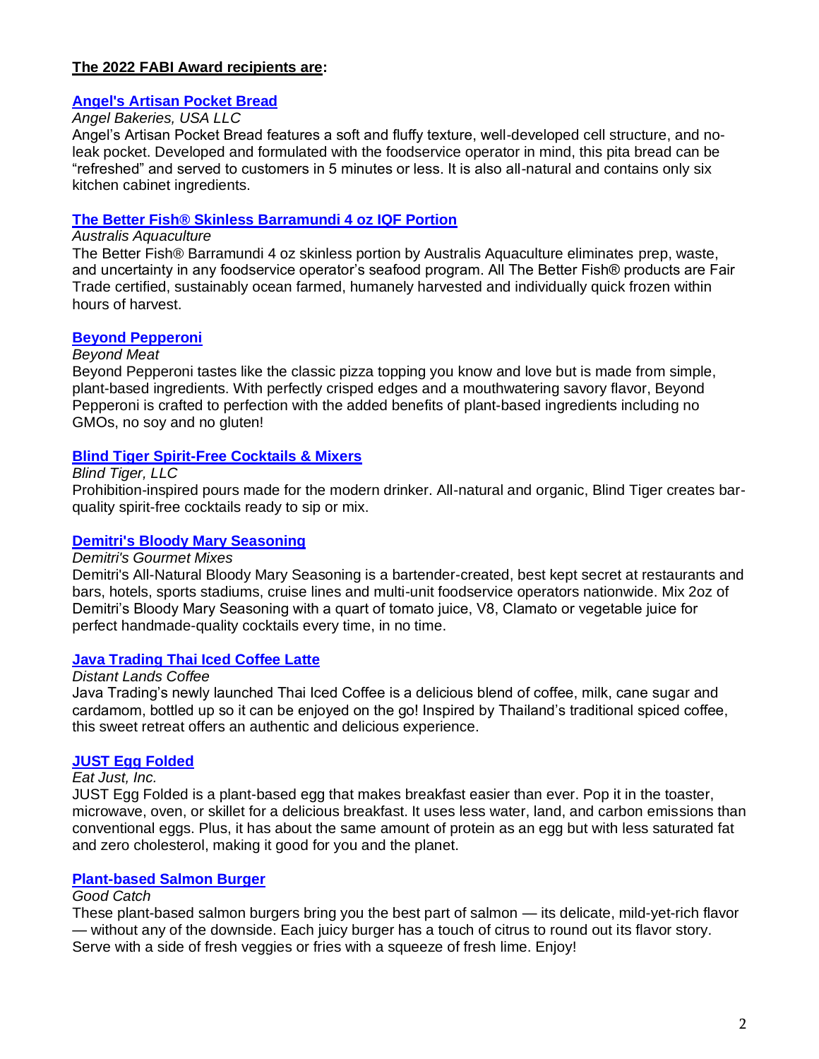**The 2022 FABI Award recipients are:**

**Angel's Artisan Pocket Bread**

*Angel Bakeries, USA LLC*

Angel's Artisan Pocket Bread features a soft and fluffy texture, well-developed cell structure, and no-leak pocket. Developed and formulated with the foodservice operator in mind, this pita bread can be "refreshed" and served to customers in 5 minutes or less. It is also all-natural and contains only six kitchen cabinet ingredients.

**The Better Fish® Skinless Barramundi 4 oz IQF Portion**

*Australis Aquaculture*

The Better Fish® Barramundi 4 oz skinless portion by Australis Aquaculture eliminates prep, waste, and uncertainty in any foodservice operator's seafood program. All The Better Fish® products are Fair Trade certified, sustainably ocean farmed, humanely harvested and individually quick frozen within hours of harvest.

**Beyond Pepperoni**

*Beyond Meat*

Beyond Pepperoni tastes like the classic pizza topping you know and love but is made from simple, plant-based ingredients. With perfectly crisped edges and a mouthwatering savory flavor, Beyond Pepperoni is crafted to perfection with the added benefits of plant-based ingredients including no GMOs, no soy and no gluten!

**Blind Tiger Spirit-Free Cocktails & Mixers**

*Blind Tiger, LLC*

Prohibition-inspired pours made for the modern drinker. All-natural and organic, Blind Tiger creates bar-quality spirit-free cocktails ready to sip or mix.

**Demitri's Bloody Mary Seasoning**

*Demitri's Gourmet Mixes*

Demitri's All-Natural Bloody Mary Seasoning is a bartender-created, best kept secret at restaurants and bars, hotels, sports stadiums, cruise lines and multi-unit foodservice operators nationwide. Mix 2oz of Demitri's Bloody Mary Seasoning with a quart of tomato juice, V8, Clamato or vegetable juice for perfect handmade-quality cocktails every time, in no time.

**Java Trading Thai Iced Coffee Latte**

*Distant Lands Coffee*

Java Trading's newly launched Thai Iced Coffee is a delicious blend of coffee, milk, cane sugar and cardamom, bottled up so it can be enjoyed on the go! Inspired by Thailand's traditional spiced coffee, this sweet retreat offers an authentic and delicious experience.

**JUST Egg Folded**

*Eat Just, Inc.*

JUST Egg Folded is a plant-based egg that makes breakfast easier than ever. Pop it in the toaster, microwave, oven, or skillet for a delicious breakfast. It uses less water, land, and carbon emissions than conventional eggs. Plus, it has about the same amount of protein as an egg but with less saturated fat and zero cholesterol, making it good for you and the planet.

**Plant-based Salmon Burger**

*Good Catch*

These plant-based salmon burgers bring you the best part of salmon — its delicate, mild-yet-rich flavor — without any of the downside. Each juicy burger has a touch of citrus to round out its flavor story. Serve with a side of fresh veggies or fries with a squeeze of fresh lime. Enjoy!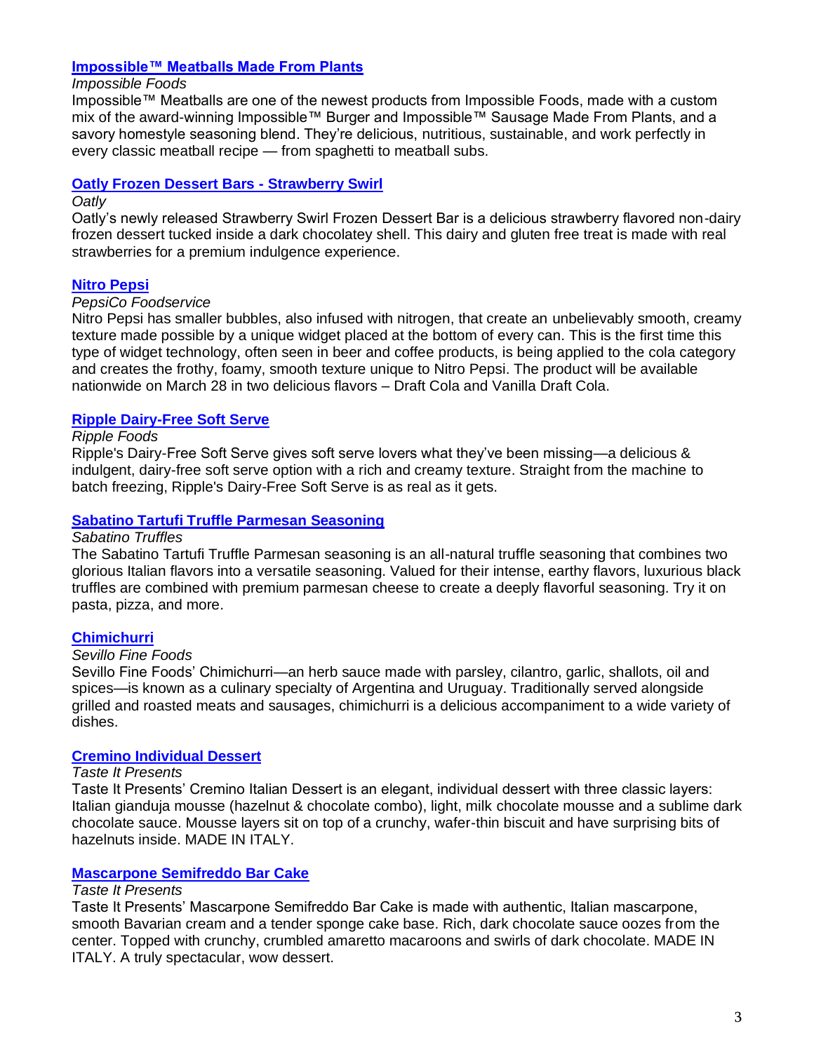### [Impossible™ Meatballs Made From Plants]

*Impossible Foods*

Impossible™ Meatballs are one of the newest products from Impossible Foods, made with a custom mix of the award-winning Impossible™ Burger and Impossible™ Sausage Made From Plants, and a savory homestyle seasoning blend. They're delicious, nutritious, sustainable, and work perfectly in every classic meatball recipe — from spaghetti to meatball subs.

### [Oatly Frozen Dessert Bars - Strawberry Swirl]

*Oatly*

Oatly's newly released Strawberry Swirl Frozen Dessert Bar is a delicious strawberry flavored non-dairy frozen dessert tucked inside a dark chocolatey shell. This dairy and gluten free treat is made with real strawberries for a premium indulgence experience.

### [Nitro Pepsi]

*PepsiCo Foodservice*

Nitro Pepsi has smaller bubbles, also infused with nitrogen, that create an unbelievably smooth, creamy texture made possible by a unique widget placed at the bottom of every can. This is the first time this type of widget technology, often seen in beer and coffee products, is being applied to the cola category and creates the frothy, foamy, smooth texture unique to Nitro Pepsi. The product will be available nationwide on March 28 in two delicious flavors – Draft Cola and Vanilla Draft Cola.

### [Ripple Dairy-Free Soft Serve]

*Ripple Foods*

Ripple's Dairy-Free Soft Serve gives soft serve lovers what they've been missing—a delicious & indulgent, dairy-free soft serve option with a rich and creamy texture. Straight from the machine to batch freezing, Ripple's Dairy-Free Soft Serve is as real as it gets.

### [Sabatino Tartufi Truffle Parmesan Seasoning]

*Sabatino Truffles*

The Sabatino Tartufi Truffle Parmesan seasoning is an all-natural truffle seasoning that combines two glorious Italian flavors into a versatile seasoning. Valued for their intense, earthy flavors, luxurious black truffles are combined with premium parmesan cheese to create a deeply flavorful seasoning. Try it on pasta, pizza, and more.

### [Chimichurri]

*Sevillo Fine Foods*

Sevillo Fine Foods' Chimichurri—an herb sauce made with parsley, cilantro, garlic, shallots, oil and spices—is known as a culinary specialty of Argentina and Uruguay. Traditionally served alongside grilled and roasted meats and sausages, chimichurri is a delicious accompaniment to a wide variety of dishes.

### [Cremino Individual Dessert]

*Taste It Presents*

Taste It Presents' Cremino Italian Dessert is an elegant, individual dessert with three classic layers: Italian gianduja mousse (hazelnut & chocolate combo), light, milk chocolate mousse and a sublime dark chocolate sauce. Mousse layers sit on top of a crunchy, wafer-thin biscuit and have surprising bits of hazelnuts inside. MADE IN ITALY.

### [Mascarpone Semifreddo Bar Cake]

*Taste It Presents*

Taste It Presents' Mascarpone Semifreddo Bar Cake is made with authentic, Italian mascarpone, smooth Bavarian cream and a tender sponge cake base. Rich, dark chocolate sauce oozes from the center. Topped with crunchy, crumbled amaretto macaroons and swirls of dark chocolate. MADE IN ITALY. A truly spectacular, wow dessert.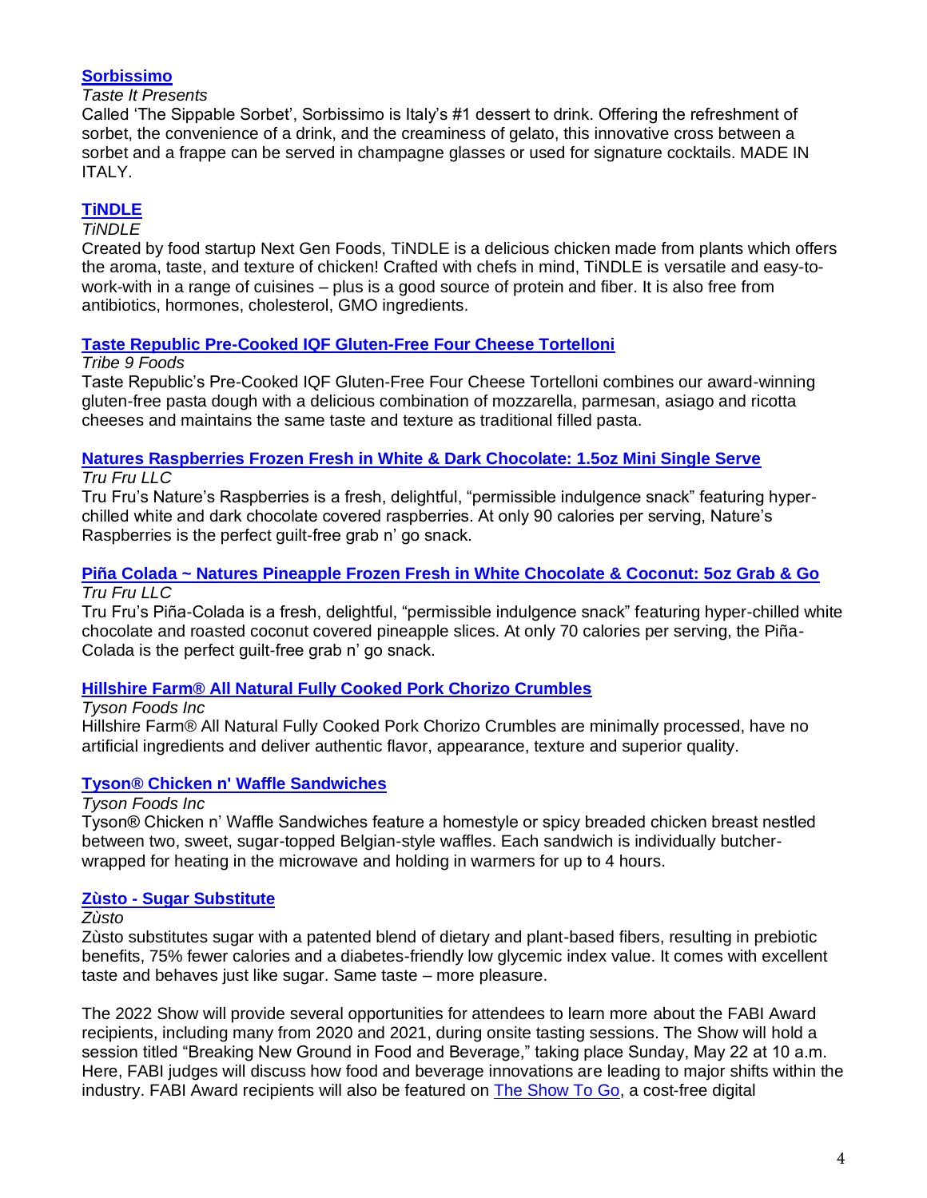**[Sorbissimo]()**

*Taste It Presents*

Called 'The Sippable Sorbet', Sorbissimo is Italy's #1 dessert to drink. Offering the refreshment of sorbet, the convenience of a drink, and the creaminess of gelato, this innovative cross between a sorbet and a frappe can be served in champagne glasses or used for signature cocktails. MADE IN ITALY.

**[TiNDLE]()**

*TiNDLE*

Created by food startup Next Gen Foods, TiNDLE is a delicious chicken made from plants which offers the aroma, taste, and texture of chicken! Crafted with chefs in mind, TiNDLE is versatile and easy-to-work-with in a range of cuisines – plus is a good source of protein and fiber. It is also free from antibiotics, hormones, cholesterol, GMO ingredients.

**[Taste Republic Pre-Cooked IQF Gluten-Free Four Cheese Tortelloni]()**

*Tribe 9 Foods*

Taste Republic's Pre-Cooked IQF Gluten-Free Four Cheese Tortelloni combines our award-winning gluten-free pasta dough with a delicious combination of mozzarella, parmesan, asiago and ricotta cheeses and maintains the same taste and texture as traditional filled pasta.

**[Natures Raspberries Frozen Fresh in White & Dark Chocolate: 1.5oz Mini Single Serve]()**

*Tru Fru LLC*

Tru Fru's Nature's Raspberries is a fresh, delightful, "permissible indulgence snack" featuring hyper-chilled white and dark chocolate covered raspberries. At only 90 calories per serving, Nature's Raspberries is the perfect guilt-free grab n' go snack.

**[Piña Colada ~ Natures Pineapple Frozen Fresh in White Chocolate & Coconut: 5oz Grab & Go]()**

*Tru Fru LLC*

Tru Fru's Piña-Colada is a fresh, delightful, "permissible indulgence snack" featuring hyper-chilled white chocolate and roasted coconut covered pineapple slices. At only 70 calories per serving, the Piña-Colada is the perfect guilt-free grab n' go snack.

**[Hillshire Farm® All Natural Fully Cooked Pork Chorizo Crumbles]()**

*Tyson Foods Inc*

Hillshire Farm® All Natural Fully Cooked Pork Chorizo Crumbles are minimally processed, have no artificial ingredients and deliver authentic flavor, appearance, texture and superior quality.

**[Tyson® Chicken n' Waffle Sandwiches]()**

*Tyson Foods Inc*

Tyson® Chicken n' Waffle Sandwiches feature a homestyle or spicy breaded chicken breast nestled between two, sweet, sugar-topped Belgian-style waffles. Each sandwich is individually butcher-wrapped for heating in the microwave and holding in warmers for up to 4 hours.

**[Zùsto - Sugar Substitute]()**

*Zùsto*

Zùsto substitutes sugar with a patented blend of dietary and plant-based fibers, resulting in prebiotic benefits, 75% fewer calories and a diabetes-friendly low glycemic index value. It comes with excellent taste and behaves just like sugar. Same taste – more pleasure.

The 2022 Show will provide several opportunities for attendees to learn more about the FABI Award recipients, including many from 2020 and 2021, during onsite tasting sessions. The Show will hold a session titled "Breaking New Ground in Food and Beverage," taking place Sunday, May 22 at 10 a.m. Here, FABI judges will discuss how food and beverage innovations are leading to major shifts within the industry. FABI Award recipients will also be featured on [The Show To Go](), a cost-free digital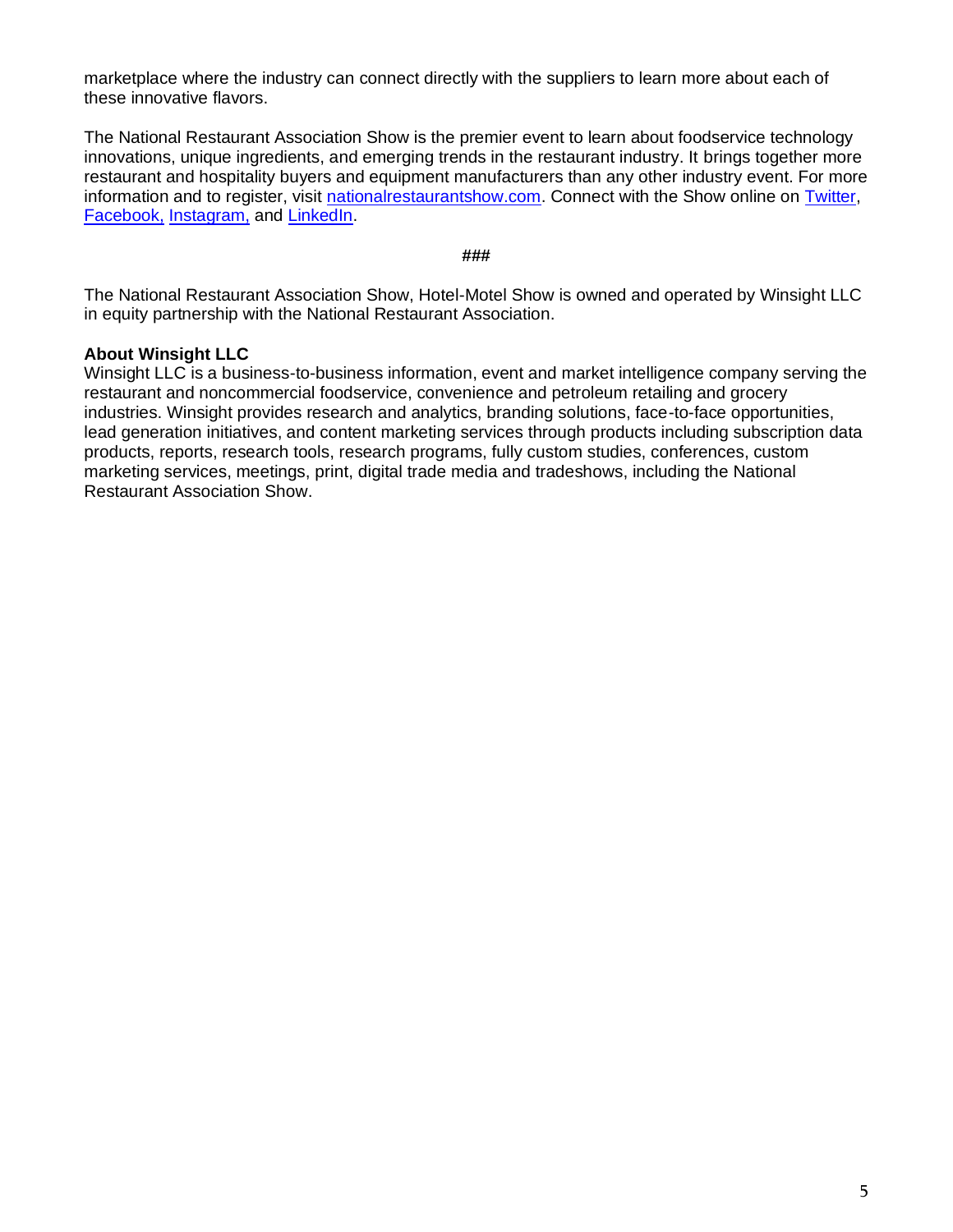marketplace where the industry can connect directly with the suppliers to learn more about each of these innovative flavors.

The National Restaurant Association Show is the premier event to learn about foodservice technology innovations, unique ingredients, and emerging trends in the restaurant industry. It brings together more restaurant and hospitality buyers and equipment manufacturers than any other industry event. For more information and to register, visit nationalrestaurantshow.com. Connect with the Show online on Twitter, Facebook, Instagram, and LinkedIn.

###

The National Restaurant Association Show, Hotel-Motel Show is owned and operated by Winsight LLC in equity partnership with the National Restaurant Association.

**About Winsight LLC**

Winsight LLC is a business-to-business information, event and market intelligence company serving the restaurant and noncommercial foodservice, convenience and petroleum retailing and grocery industries. Winsight provides research and analytics, branding solutions, face-to-face opportunities, lead generation initiatives, and content marketing services through products including subscription data products, reports, research tools, research programs, fully custom studies, conferences, custom marketing services, meetings, print, digital trade media and tradeshows, including the National Restaurant Association Show.